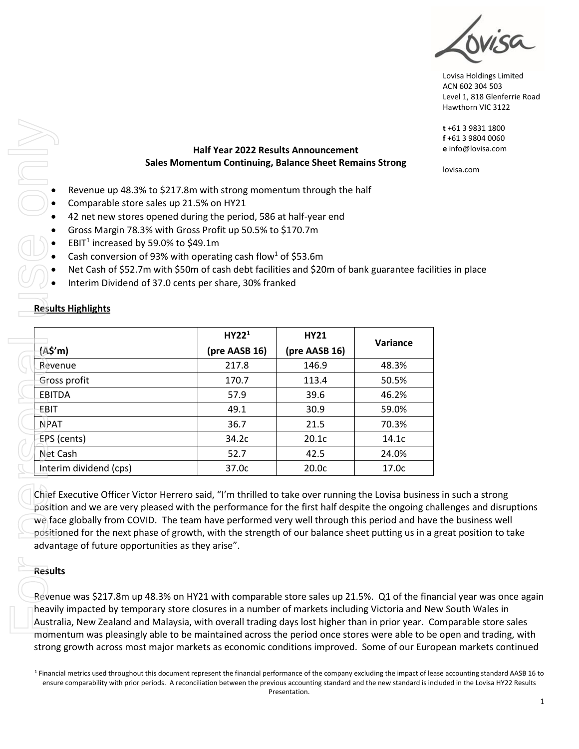Lovisa Holdings Limited
ACN 602 304 503
Level 1, 818 Glenferrie Road
Hawthorn VIC 3122

**t** +61 3 9831 1800
**f** +61 3 9804 0060
**e** info@lovisa.com

lovisa.com

## Half Year 2022 Results Announcement
## Sales Momentum Continuing, Balance Sheet Remains Strong

- Revenue up 48.3% to $217.8m with strong momentum through the half
- Comparable store sales up 21.5% on HY21
- 42 net new stores opened during the period, 586 at half-year end
- Gross Margin 78.3% with Gross Profit up 50.5% to $170.7m
- EBIT[1] increased by 59.0% to $49.1m
- Cash conversion of 93% with operating cash flow[1] of $53.6m
- Net Cash of $52.7m with $50m of cash debt facilities and $20m of bank guarantee facilities in place
- Interim Dividend of 37.0 cents per share, 30% franked

### Results Highlights

| (A$'m) | HY22[1] (pre AASB 16) | HY21 (pre AASB 16) | Variance |
|---|---|---|---|
| Revenue | 217.8 | 146.9 | 48.3% |
| Gross profit | 170.7 | 113.4 | 50.5% |
| EBITDA | 57.9 | 39.6 | 46.2% |
| EBIT | 49.1 | 30.9 | 59.0% |
| NPAT | 36.7 | 21.5 | 70.3% |
| EPS (cents) | 34.2c | 20.1c | 14.1c |
| Net Cash | 52.7 | 42.5 | 24.0% |
| Interim dividend (cps) | 37.0c | 20.0c | 17.0c |

Chief Executive Officer Victor Herrero said, "I'm thrilled to take over running the Lovisa business in such a strong position and we are very pleased with the performance for the first half despite the ongoing challenges and disruptions we face globally from COVID. The team have performed very well through this period and have the business well positioned for the next phase of growth, with the strength of our balance sheet putting us in a great position to take advantage of future opportunities as they arise".

### Results

Revenue was $217.8m up 48.3% on HY21 with comparable store sales up 21.5%. Q1 of the financial year was once again heavily impacted by temporary store closures in a number of markets including Victoria and New South Wales in Australia, New Zealand and Malaysia, with overall trading days lost higher than in prior year. Comparable store sales momentum was pleasingly able to be maintained across the period once stores were able to be open and trading, with strong growth across most major markets as economic conditions improved. Some of our European markets continued

[1] Financial metrics used throughout this document represent the financial performance of the company excluding the impact of lease accounting standard AASB 16 to ensure comparability with prior periods. A reconciliation between the previous accounting standard and the new standard is included in the Lovisa HY22 Results Presentation.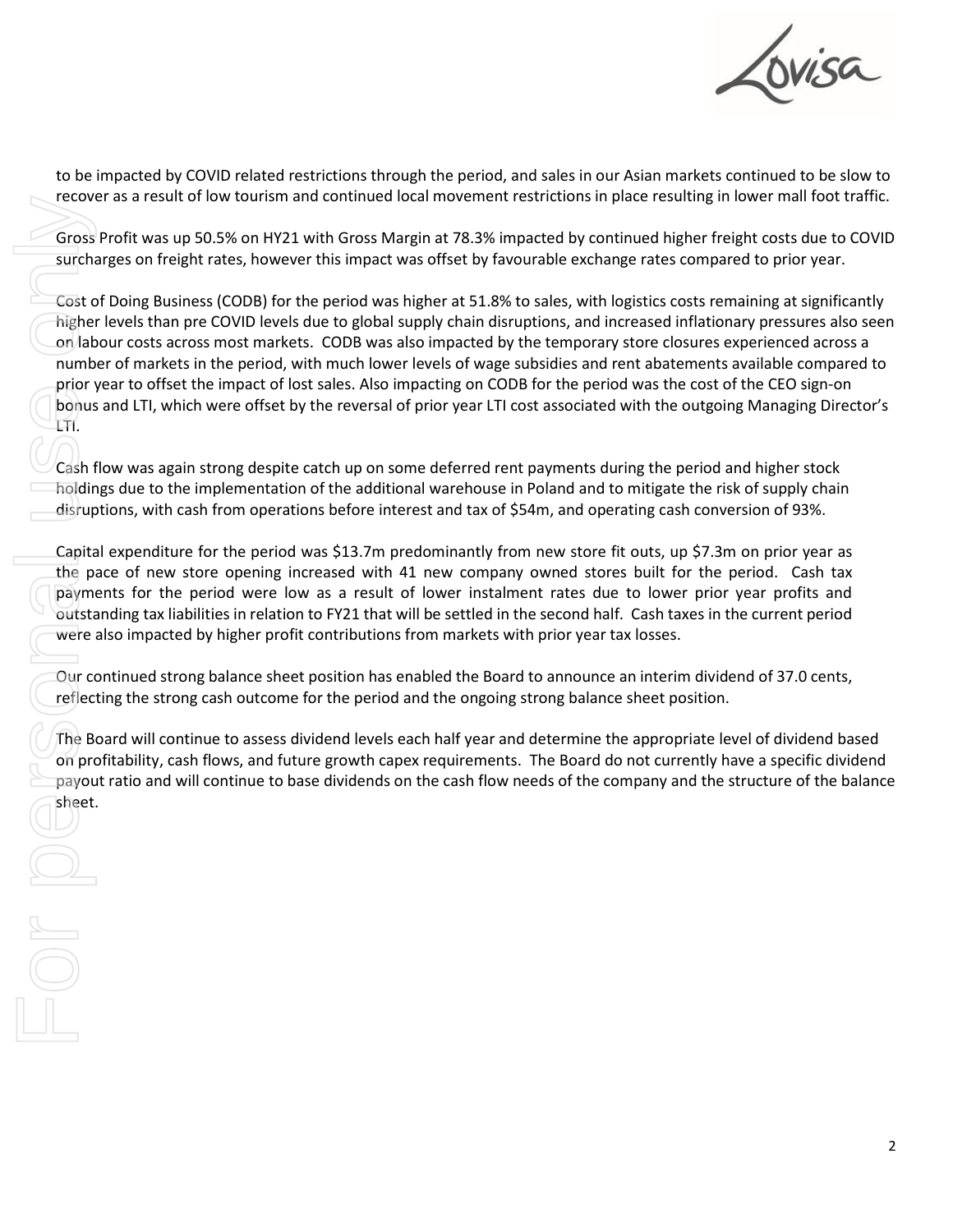to be impacted by COVID related restrictions through the period, and sales in our Asian markets continued to be slow to recover as a result of low tourism and continued local movement restrictions in place resulting in lower mall foot traffic.

Gross Profit was up 50.5% on HY21 with Gross Margin at 78.3% impacted by continued higher freight costs due to COVID surcharges on freight rates, however this impact was offset by favourable exchange rates compared to prior year.

Cost of Doing Business (CODB) for the period was higher at 51.8% to sales, with logistics costs remaining at significantly higher levels than pre COVID levels due to global supply chain disruptions, and increased inflationary pressures also seen on labour costs across most markets. CODB was also impacted by the temporary store closures experienced across a number of markets in the period, with much lower levels of wage subsidies and rent abatements available compared to prior year to offset the impact of lost sales. Also impacting on CODB for the period was the cost of the CEO sign-on bonus and LTI, which were offset by the reversal of prior year LTI cost associated with the outgoing Managing Director's LTI.

Cash flow was again strong despite catch up on some deferred rent payments during the period and higher stock holdings due to the implementation of the additional warehouse in Poland and to mitigate the risk of supply chain disruptions, with cash from operations before interest and tax of $54m, and operating cash conversion of 93%.

Capital expenditure for the period was $13.7m predominantly from new store fit outs, up $7.3m on prior year as the pace of new store opening increased with 41 new company owned stores built for the period. Cash tax payments for the period were low as a result of lower instalment rates due to lower prior year profits and outstanding tax liabilities in relation to FY21 that will be settled in the second half. Cash taxes in the current period were also impacted by higher profit contributions from markets with prior year tax losses.

Our continued strong balance sheet position has enabled the Board to announce an interim dividend of 37.0 cents, reflecting the strong cash outcome for the period and the ongoing strong balance sheet position.

The Board will continue to assess dividend levels each half year and determine the appropriate level of dividend based on profitability, cash flows, and future growth capex requirements. The Board do not currently have a specific dividend payout ratio and will continue to base dividends on the cash flow needs of the company and the structure of the balance sheet.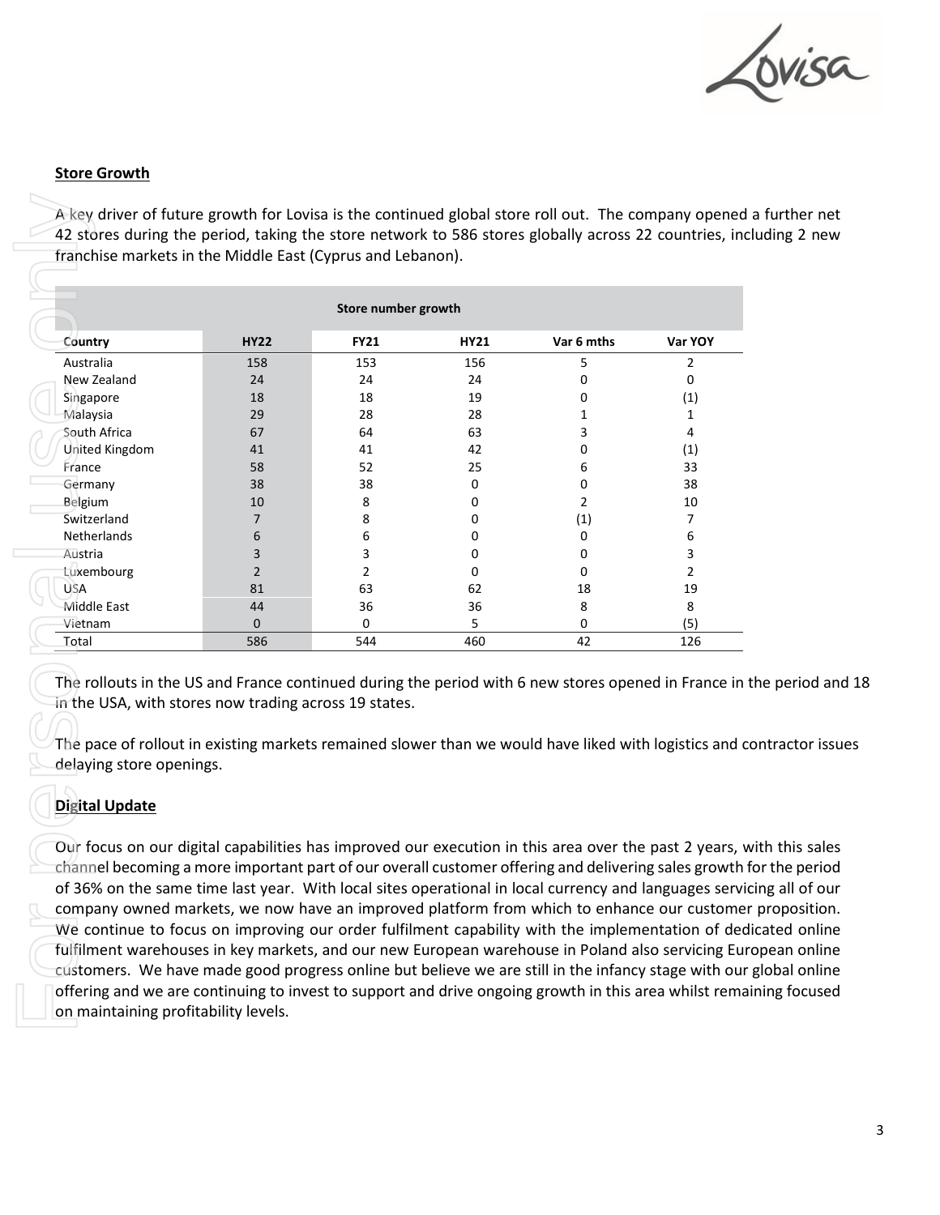## Store Growth

A key driver of future growth for Lovisa is the continued global store roll out. The company opened a further net 42 stores during the period, taking the store network to 586 stores globally across 22 countries, including 2 new franchise markets in the Middle East (Cyprus and Lebanon).

| Store number growth | | | | | |
|---|---|---|---|---|---|
| Country | HY22 | FY21 | HY21 | Var 6 mths | Var YOY |
| Australia | 158 | 153 | 156 | 5 | 2 |
| New Zealand | 24 | 24 | 24 | 0 | 0 |
| Singapore | 18 | 18 | 19 | 0 | (1) |
| Malaysia | 29 | 28 | 28 | 1 | 1 |
| South Africa | 67 | 64 | 63 | 3 | 4 |
| United Kingdom | 41 | 41 | 42 | 0 | (1) |
| France | 58 | 52 | 25 | 6 | 33 |
| Germany | 38 | 38 | 0 | 0 | 38 |
| Belgium | 10 | 8 | 0 | 2 | 10 |
| Switzerland | 7 | 8 | 0 | (1) | 7 |
| Netherlands | 6 | 6 | 0 | 0 | 6 |
| Austria | 3 | 3 | 0 | 0 | 3 |
| Luxembourg | 2 | 2 | 0 | 0 | 2 |
| USA | 81 | 63 | 62 | 18 | 19 |
| Middle East | 44 | 36 | 36 | 8 | 8 |
| Vietnam | 0 | 0 | 5 | 0 | (5) |
| Total | 586 | 544 | 460 | 42 | 126 |

The rollouts in the US and France continued during the period with 6 new stores opened in France in the period and 18 in the USA, with stores now trading across 19 states.

The pace of rollout in existing markets remained slower than we would have liked with logistics and contractor issues delaying store openings.

## Digital Update

Our focus on our digital capabilities has improved our execution in this area over the past 2 years, with this sales channel becoming a more important part of our overall customer offering and delivering sales growth for the period of 36% on the same time last year. With local sites operational in local currency and languages servicing all of our company owned markets, we now have an improved platform from which to enhance our customer proposition. We continue to focus on improving our order fulfilment capability with the implementation of dedicated online fulfilment warehouses in key markets, and our new European warehouse in Poland also servicing European online customers. We have made good progress online but believe we are still in the infancy stage with our global online offering and we are continuing to invest to support and drive ongoing growth in this area whilst remaining focused on maintaining profitability levels.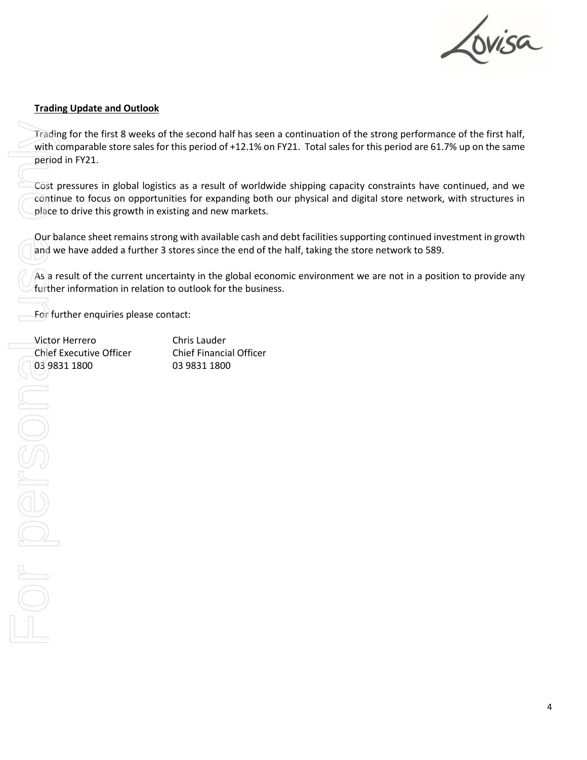**Trading Update and Outlook**

Trading for the first 8 weeks of the second half has seen a continuation of the strong performance of the first half, with comparable store sales for this period of +12.1% on FY21. Total sales for this period are 61.7% up on the same period in FY21.

Cost pressures in global logistics as a result of worldwide shipping capacity constraints have continued, and we continue to focus on opportunities for expanding both our physical and digital store network, with structures in place to drive this growth in existing and new markets.

Our balance sheet remains strong with available cash and debt facilities supporting continued investment in growth and we have added a further 3 stores since the end of the half, taking the store network to 589.

As a result of the current uncertainty in the global economic environment we are not in a position to provide any further information in relation to outlook for the business.

For further enquiries please contact:

| | |
|---|---|
| Victor Herrero | Chris Lauder |
| Chief Executive Officer | Chief Financial Officer |
| 03 9831 1800 | 03 9831 1800 |